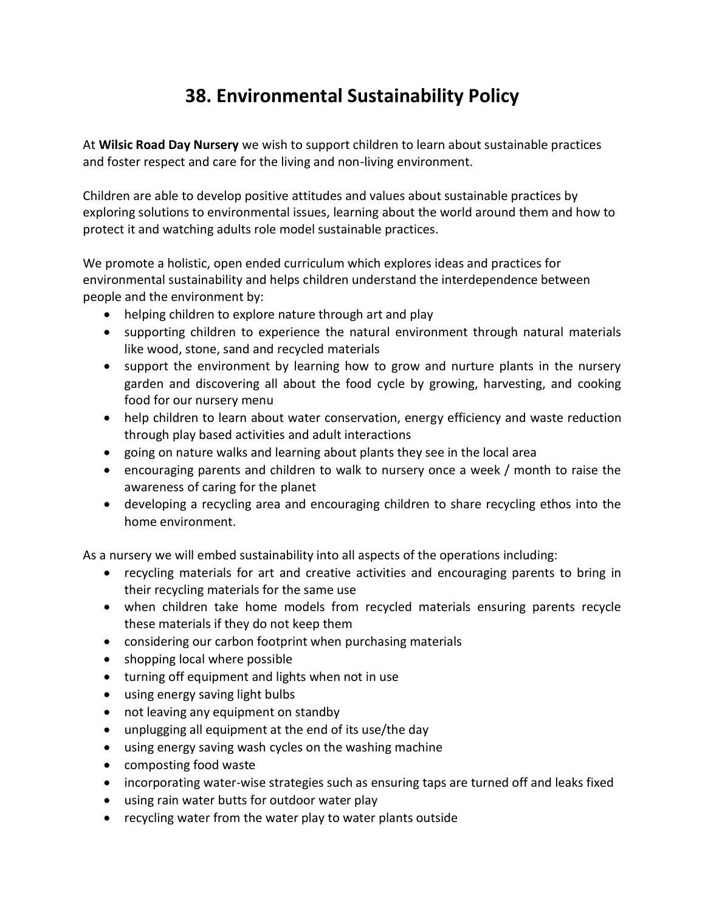# 38. Environmental Sustainability Policy

At **Wilsic Road Day Nursery** we wish to support children to learn about sustainable practices and foster respect and care for the living and non-living environment.

Children are able to develop positive attitudes and values about sustainable practices by exploring solutions to environmental issues, learning about the world around them and how to protect it and watching adults role model sustainable practices.

We promote a holistic, open ended curriculum which explores ideas and practices for environmental sustainability and helps children understand the interdependence between people and the environment by:

- helping children to explore nature through art and play
- supporting children to experience the natural environment through natural materials like wood, stone, sand and recycled materials
- support the environment by learning how to grow and nurture plants in the nursery garden and discovering all about the food cycle by growing, harvesting, and cooking food for our nursery menu
- help children to learn about water conservation, energy efficiency and waste reduction through play based activities and adult interactions
- going on nature walks and learning about plants they see in the local area
- encouraging parents and children to walk to nursery once a week / month to raise the awareness of caring for the planet
- developing a recycling area and encouraging children to share recycling ethos into the home environment.

As a nursery we will embed sustainability into all aspects of the operations including:

- recycling materials for art and creative activities and encouraging parents to bring in their recycling materials for the same use
- when children take home models from recycled materials ensuring parents recycle these materials if they do not keep them
- considering our carbon footprint when purchasing materials
- shopping local where possible
- turning off equipment and lights when not in use
- using energy saving light bulbs
- not leaving any equipment on standby
- unplugging all equipment at the end of its use/the day
- using energy saving wash cycles on the washing machine
- composting food waste
- incorporating water-wise strategies such as ensuring taps are turned off and leaks fixed
- using rain water butts for outdoor water play
- recycling water from the water play to water plants outside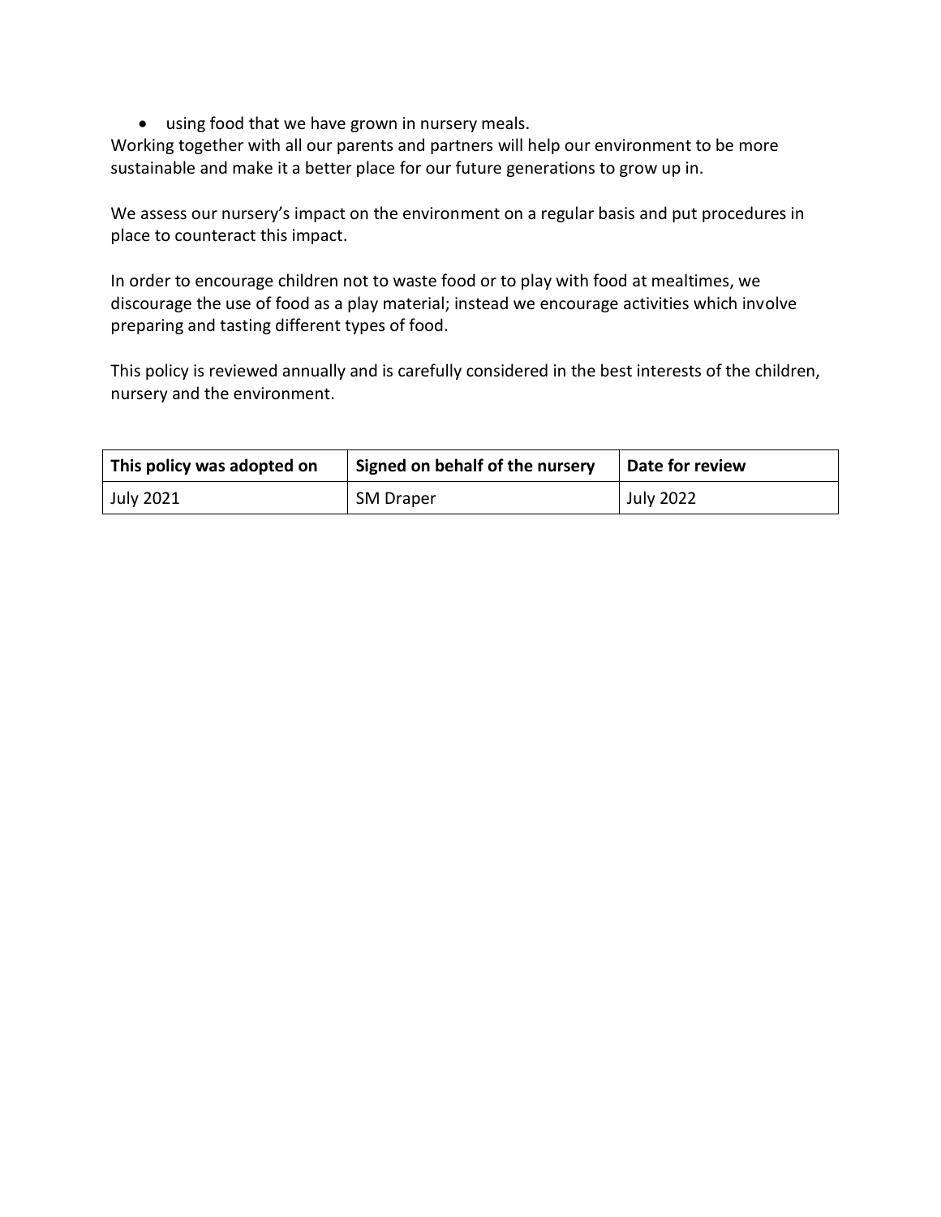- using food that we have grown in nursery meals.

Working together with all our parents and partners will help our environment to be more sustainable and make it a better place for our future generations to grow up in.

We assess our nursery's impact on the environment on a regular basis and put procedures in place to counteract this impact.

In order to encourage children not to waste food or to play with food at mealtimes, we discourage the use of food as a play material; instead we encourage activities which involve preparing and tasting different types of food.

This policy is reviewed annually and is carefully considered in the best interests of the children, nursery and the environment.

| This policy was adopted on | Signed on behalf of the nursery | Date for review |
|---|---|---|
| July 2021 | SM Draper | July 2022 |